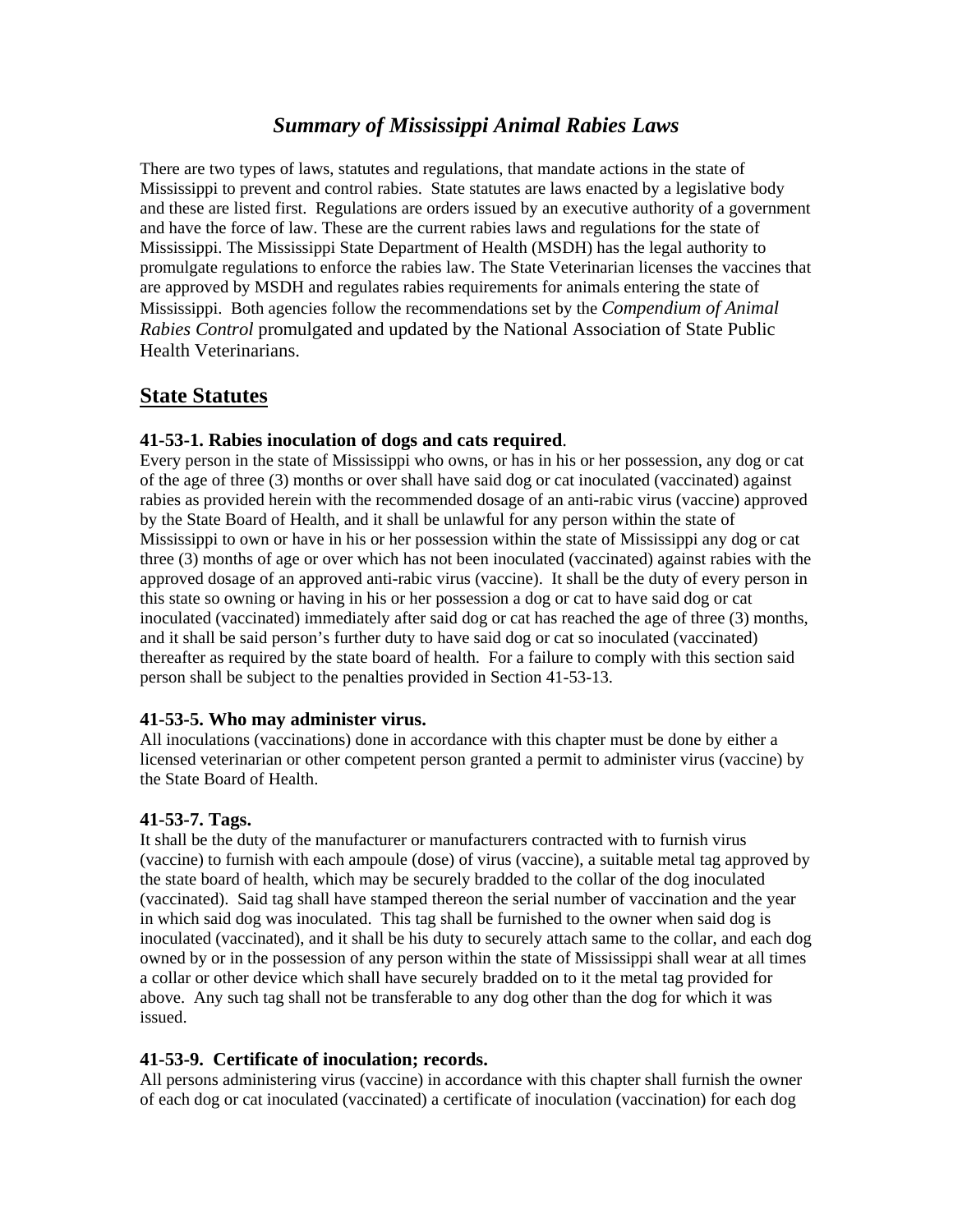# *Summary of Mississippi Animal Rabies Laws*

There are two types of laws, statutes and regulations, that mandate actions in the state of Mississippi to prevent and control rabies. State statutes are laws enacted by a legislative body and these are listed first. Regulations are orders issued by an executive authority of a government and have the force of law. These are the current rabies laws and regulations for the state of Mississippi. The Mississippi State Department of Health (MSDH) has the legal authority to promulgate regulations to enforce the rabies law. The State Veterinarian licenses the vaccines that are approved by MSDH and regulates rabies requirements for animals entering the state of Mississippi. Both agencies follow the recommendations set by the *Compendium of Animal Rabies Control* promulgated and updated by the National Association of State Public Health Veterinarians.

## State Statutes

### 41-53-1. Rabies inoculation of dogs and cats required.

Every person in the state of Mississippi who owns, or has in his or her possession, any dog or cat of the age of three (3) months or over shall have said dog or cat inoculated (vaccinated) against rabies as provided herein with the recommended dosage of an anti-rabic virus (vaccine) approved by the State Board of Health, and it shall be unlawful for any person within the state of Mississippi to own or have in his or her possession within the state of Mississippi any dog or cat three (3) months of age or over which has not been inoculated (vaccinated) against rabies with the approved dosage of an approved anti-rabic virus (vaccine). It shall be the duty of every person in this state so owning or having in his or her possession a dog or cat to have said dog or cat inoculated (vaccinated) immediately after said dog or cat has reached the age of three (3) months, and it shall be said person's further duty to have said dog or cat so inoculated (vaccinated) thereafter as required by the state board of health. For a failure to comply with this section said person shall be subject to the penalties provided in Section 41-53-13.

### 41-53-5. Who may administer virus.

All inoculations (vaccinations) done in accordance with this chapter must be done by either a licensed veterinarian or other competent person granted a permit to administer virus (vaccine) by the State Board of Health.

### 41-53-7. Tags.

It shall be the duty of the manufacturer or manufacturers contracted with to furnish virus (vaccine) to furnish with each ampoule (dose) of virus (vaccine), a suitable metal tag approved by the state board of health, which may be securely bradded to the collar of the dog inoculated (vaccinated). Said tag shall have stamped thereon the serial number of vaccination and the year in which said dog was inoculated. This tag shall be furnished to the owner when said dog is inoculated (vaccinated), and it shall be his duty to securely attach same to the collar, and each dog owned by or in the possession of any person within the state of Mississippi shall wear at all times a collar or other device which shall have securely bradded on to it the metal tag provided for above. Any such tag shall not be transferable to any dog other than the dog for which it was issued.

### 41-53-9. Certificate of inoculation; records.

All persons administering virus (vaccine) in accordance with this chapter shall furnish the owner of each dog or cat inoculated (vaccinated) a certificate of inoculation (vaccination) for each dog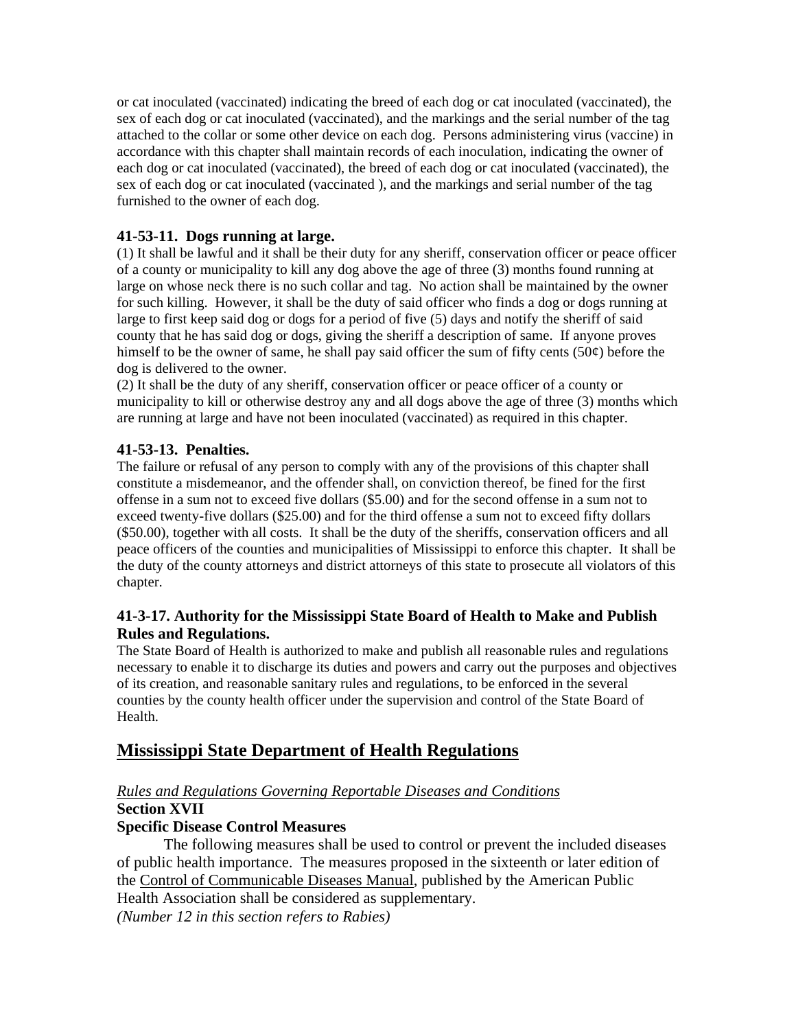or cat inoculated (vaccinated) indicating the breed of each dog or cat inoculated (vaccinated), the sex of each dog or cat inoculated (vaccinated), and the markings and the serial number of the tag attached to the collar or some other device on each dog. Persons administering virus (vaccine) in accordance with this chapter shall maintain records of each inoculation, indicating the owner of each dog or cat inoculated (vaccinated), the breed of each dog or cat inoculated (vaccinated), the sex of each dog or cat inoculated (vaccinated ), and the markings and serial number of the tag furnished to the owner of each dog.

### 41-53-11. Dogs running at large.

(1) It shall be lawful and it shall be their duty for any sheriff, conservation officer or peace officer of a county or municipality to kill any dog above the age of three (3) months found running at large on whose neck there is no such collar and tag. No action shall be maintained by the owner for such killing. However, it shall be the duty of said officer who finds a dog or dogs running at large to first keep said dog or dogs for a period of five (5) days and notify the sheriff of said county that he has said dog or dogs, giving the sheriff a description of same. If anyone proves himself to be the owner of same, he shall pay said officer the sum of fifty cents (50¢) before the dog is delivered to the owner.
(2) It shall be the duty of any sheriff, conservation officer or peace officer of a county or municipality to kill or otherwise destroy any and all dogs above the age of three (3) months which are running at large and have not been inoculated (vaccinated) as required in this chapter.

### 41-53-13. Penalties.

The failure or refusal of any person to comply with any of the provisions of this chapter shall constitute a misdemeanor, and the offender shall, on conviction thereof, be fined for the first offense in a sum not to exceed five dollars ($5.00) and for the second offense in a sum not to exceed twenty-five dollars ($25.00) and for the third offense a sum not to exceed fifty dollars ($50.00), together with all costs. It shall be the duty of the sheriffs, conservation officers and all peace officers of the counties and municipalities of Mississippi to enforce this chapter. It shall be the duty of the county attorneys and district attorneys of this state to prosecute all violators of this chapter.

### 41-3-17. Authority for the Mississippi State Board of Health to Make and Publish Rules and Regulations.

The State Board of Health is authorized to make and publish all reasonable rules and regulations necessary to enable it to discharge its duties and powers and carry out the purposes and objectives of its creation, and reasonable sanitary rules and regulations, to be enforced in the several counties by the county health officer under the supervision and control of the State Board of Health.

## Mississippi State Department of Health Regulations

*Rules and Regulations Governing Reportable Diseases and Conditions*

**Section XVII**

**Specific Disease Control Measures**

The following measures shall be used to control or prevent the included diseases of public health importance. The measures proposed in the sixteenth or later edition of the Control of Communicable Diseases Manual, published by the American Public Health Association shall be considered as supplementary.

*(Number 12 in this section refers to Rabies)*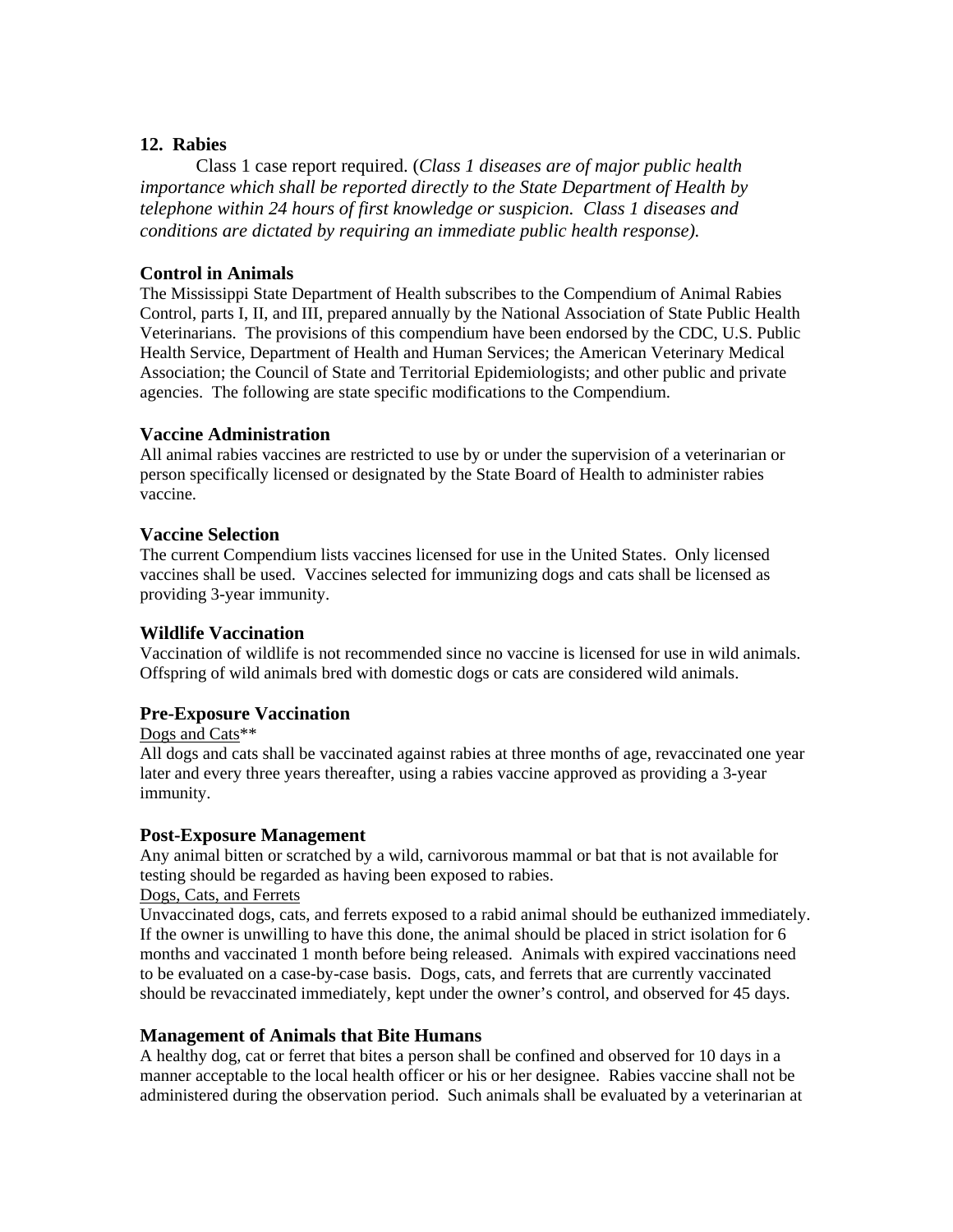## 12. Rabies

Class 1 case report required. (*Class 1 diseases are of major public health importance which shall be reported directly to the State Department of Health by telephone within 24 hours of first knowledge or suspicion. Class 1 diseases and conditions are dictated by requiring an immediate public health response).*

### Control in Animals

The Mississippi State Department of Health subscribes to the Compendium of Animal Rabies Control, parts I, II, and III, prepared annually by the National Association of State Public Health Veterinarians. The provisions of this compendium have been endorsed by the CDC, U.S. Public Health Service, Department of Health and Human Services; the American Veterinary Medical Association; the Council of State and Territorial Epidemiologists; and other public and private agencies. The following are state specific modifications to the Compendium.

### Vaccine Administration

All animal rabies vaccines are restricted to use by or under the supervision of a veterinarian or person specifically licensed or designated by the State Board of Health to administer rabies vaccine.

### Vaccine Selection

The current Compendium lists vaccines licensed for use in the United States. Only licensed vaccines shall be used. Vaccines selected for immunizing dogs and cats shall be licensed as providing 3-year immunity.

### Wildlife Vaccination

Vaccination of wildlife is not recommended since no vaccine is licensed for use in wild animals. Offspring of wild animals bred with domestic dogs or cats are considered wild animals.

### Pre-Exposure Vaccination

<u>Dogs and Cats</u>**

All dogs and cats shall be vaccinated against rabies at three months of age, revaccinated one year later and every three years thereafter, using a rabies vaccine approved as providing a 3-year immunity.

### Post-Exposure Management

Any animal bitten or scratched by a wild, carnivorous mammal or bat that is not available for testing should be regarded as having been exposed to rabies.

<u>Dogs, Cats, and Ferrets</u>

Unvaccinated dogs, cats, and ferrets exposed to a rabid animal should be euthanized immediately. If the owner is unwilling to have this done, the animal should be placed in strict isolation for 6 months and vaccinated 1 month before being released. Animals with expired vaccinations need to be evaluated on a case-by-case basis. Dogs, cats, and ferrets that are currently vaccinated should be revaccinated immediately, kept under the owner's control, and observed for 45 days.

### Management of Animals that Bite Humans

A healthy dog, cat or ferret that bites a person shall be confined and observed for 10 days in a manner acceptable to the local health officer or his or her designee. Rabies vaccine shall not be administered during the observation period. Such animals shall be evaluated by a veterinarian at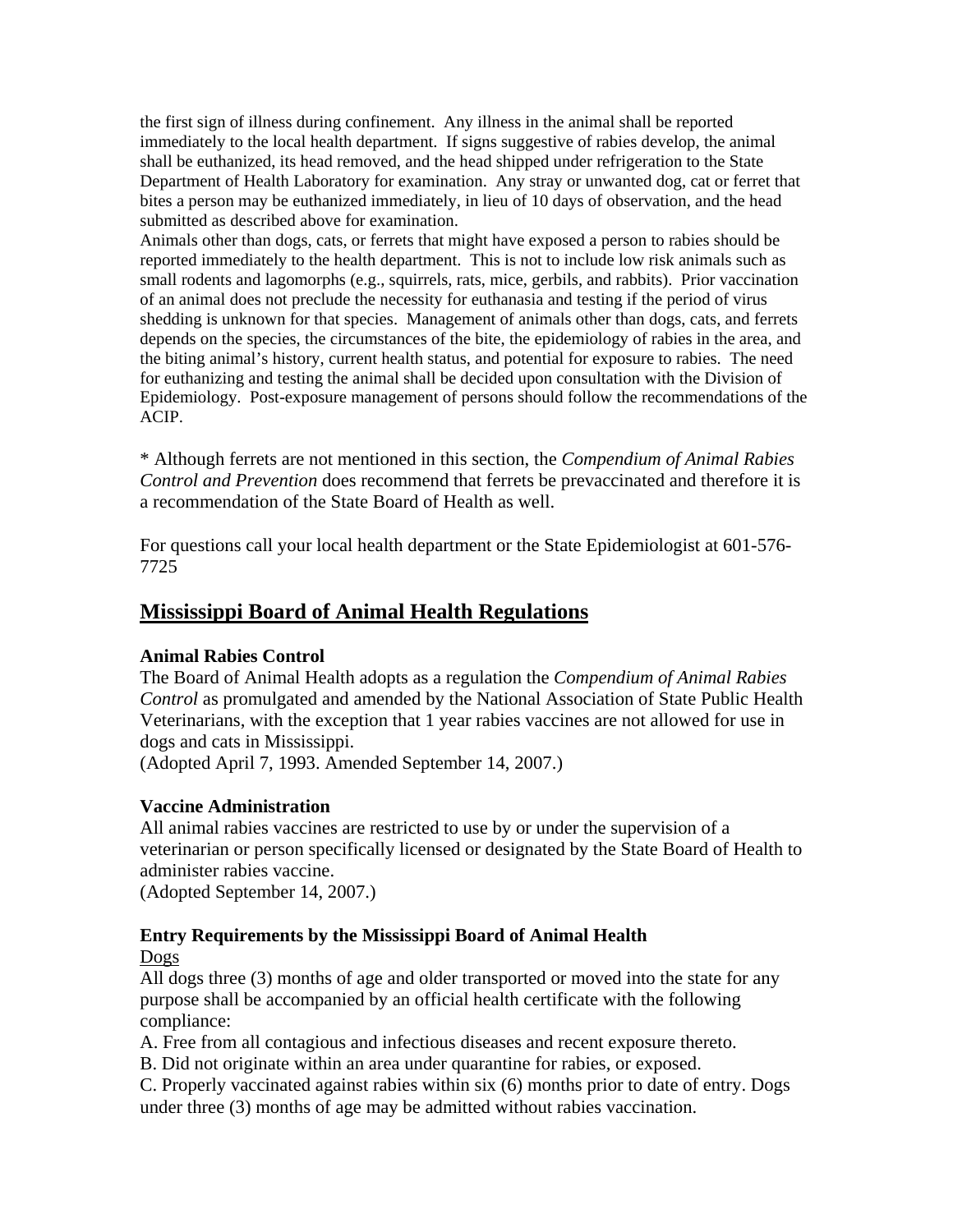the first sign of illness during confinement. Any illness in the animal shall be reported immediately to the local health department. If signs suggestive of rabies develop, the animal shall be euthanized, its head removed, and the head shipped under refrigeration to the State Department of Health Laboratory for examination. Any stray or unwanted dog, cat or ferret that bites a person may be euthanized immediately, in lieu of 10 days of observation, and the head submitted as described above for examination.
Animals other than dogs, cats, or ferrets that might have exposed a person to rabies should be reported immediately to the health department. This is not to include low risk animals such as small rodents and lagomorphs (e.g., squirrels, rats, mice, gerbils, and rabbits). Prior vaccination of an animal does not preclude the necessity for euthanasia and testing if the period of virus shedding is unknown for that species. Management of animals other than dogs, cats, and ferrets depends on the species, the circumstances of the bite, the epidemiology of rabies in the area, and the biting animal's history, current health status, and potential for exposure to rabies. The need for euthanizing and testing the animal shall be decided upon consultation with the Division of Epidemiology. Post-exposure management of persons should follow the recommendations of the ACIP.

* Although ferrets are not mentioned in this section, the *Compendium of Animal Rabies Control and Prevention* does recommend that ferrets be prevaccinated and therefore it is a recommendation of the State Board of Health as well.

For questions call your local health department or the State Epidemiologist at 601-576-7725

## Mississippi Board of Animal Health Regulations

**Animal Rabies Control**
The Board of Animal Health adopts as a regulation the *Compendium of Animal Rabies Control* as promulgated and amended by the National Association of State Public Health Veterinarians, with the exception that 1 year rabies vaccines are not allowed for use in dogs and cats in Mississippi.
(Adopted April 7, 1993. Amended September 14, 2007.)

**Vaccine Administration**
All animal rabies vaccines are restricted to use by or under the supervision of a veterinarian or person specifically licensed or designated by the State Board of Health to administer rabies vaccine.
(Adopted September 14, 2007.)

**Entry Requirements by the Mississippi Board of Animal Health**
Dogs
All dogs three (3) months of age and older transported or moved into the state for any purpose shall be accompanied by an official health certificate with the following compliance:
A. Free from all contagious and infectious diseases and recent exposure thereto.
B. Did not originate within an area under quarantine for rabies, or exposed.
C. Properly vaccinated against rabies within six (6) months prior to date of entry. Dogs under three (3) months of age may be admitted without rabies vaccination.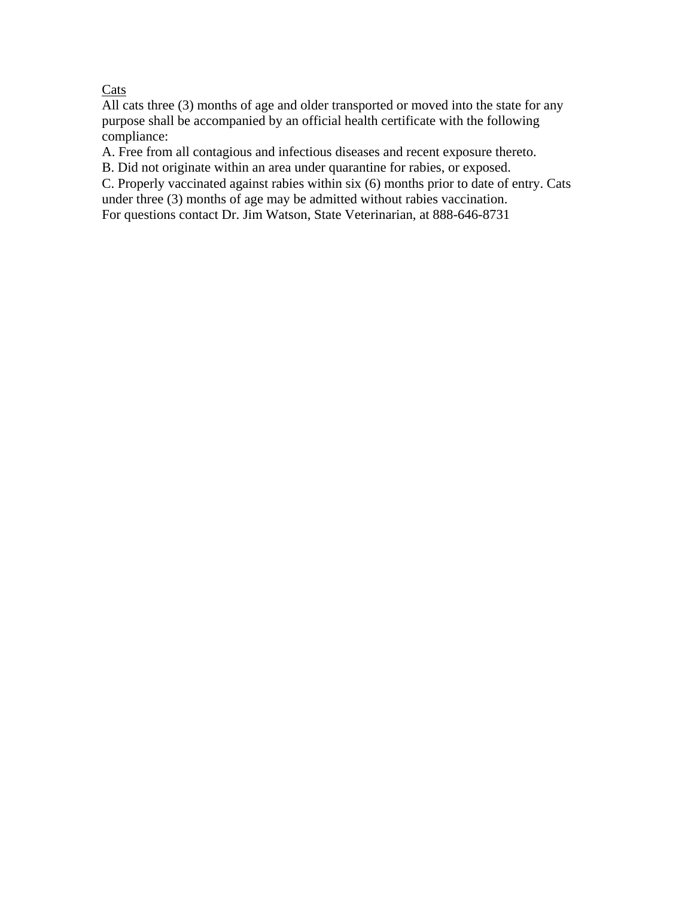<u>Cats</u>

All cats three (3) months of age and older transported or moved into the state for any purpose shall be accompanied by an official health certificate with the following compliance:

A. Free from all contagious and infectious diseases and recent exposure thereto.

B. Did not originate within an area under quarantine for rabies, or exposed.

C. Properly vaccinated against rabies within six (6) months prior to date of entry. Cats under three (3) months of age may be admitted without rabies vaccination.

For questions contact Dr. Jim Watson, State Veterinarian, at 888-646-8731